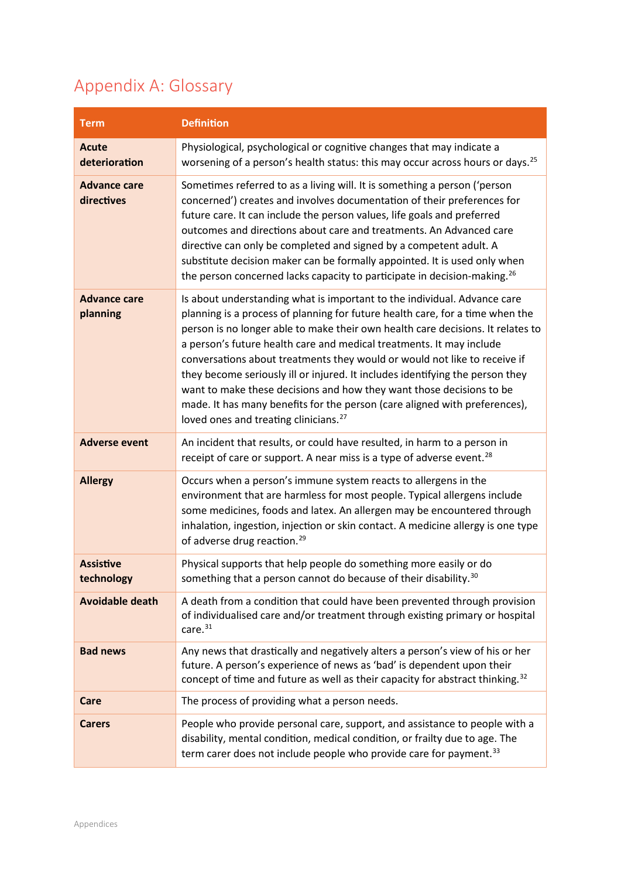# Appendix A: Glossary

| Term | Definition |
|---|---|
| **Acute deterioration** | Physiological, psychological or cognitive changes that may indicate a worsening of a person's health status: this may occur across hours or days.[25] |
| **Advance care directives** | Sometimes referred to as a living will. It is something a person ('person concerned') creates and involves documentation of their preferences for future care. It can include the person values, life goals and preferred outcomes and directions about care and treatments. An Advanced care directive can only be completed and signed by a competent adult. A substitute decision maker can be formally appointed. It is used only when the person concerned lacks capacity to participate in decision-making.[26] |
| **Advance care planning** | Is about understanding what is important to the individual. Advance care planning is a process of planning for future health care, for a time when the person is no longer able to make their own health care decisions. It relates to a person's future health care and medical treatments. It may include conversations about treatments they would or would not like to receive if they become seriously ill or injured. It includes identifying the person they want to make these decisions and how they want those decisions to be made. It has many benefits for the person (care aligned with preferences), loved ones and treating clinicians.[27] |
| **Adverse event** | An incident that results, or could have resulted, in harm to a person in receipt of care or support. A near miss is a type of adverse event.[28] |
| **Allergy** | Occurs when a person's immune system reacts to allergens in the environment that are harmless for most people. Typical allergens include some medicines, foods and latex. An allergen may be encountered through inhalation, ingestion, injection or skin contact. A medicine allergy is one type of adverse drug reaction.[29] |
| **Assistive technology** | Physical supports that help people do something more easily or do something that a person cannot do because of their disability.[30] |
| **Avoidable death** | A death from a condition that could have been prevented through provision of individualised care and/or treatment through existing primary or hospital care.[31] |
| **Bad news** | Any news that drastically and negatively alters a person's view of his or her future. A person's experience of news as 'bad' is dependent upon their concept of time and future as well as their capacity for abstract thinking.[32] |
| **Care** | The process of providing what a person needs. |
| **Carers** | People who provide personal care, support, and assistance to people with a disability, mental condition, medical condition, or frailty due to age. The term carer does not include people who provide care for payment.[33] |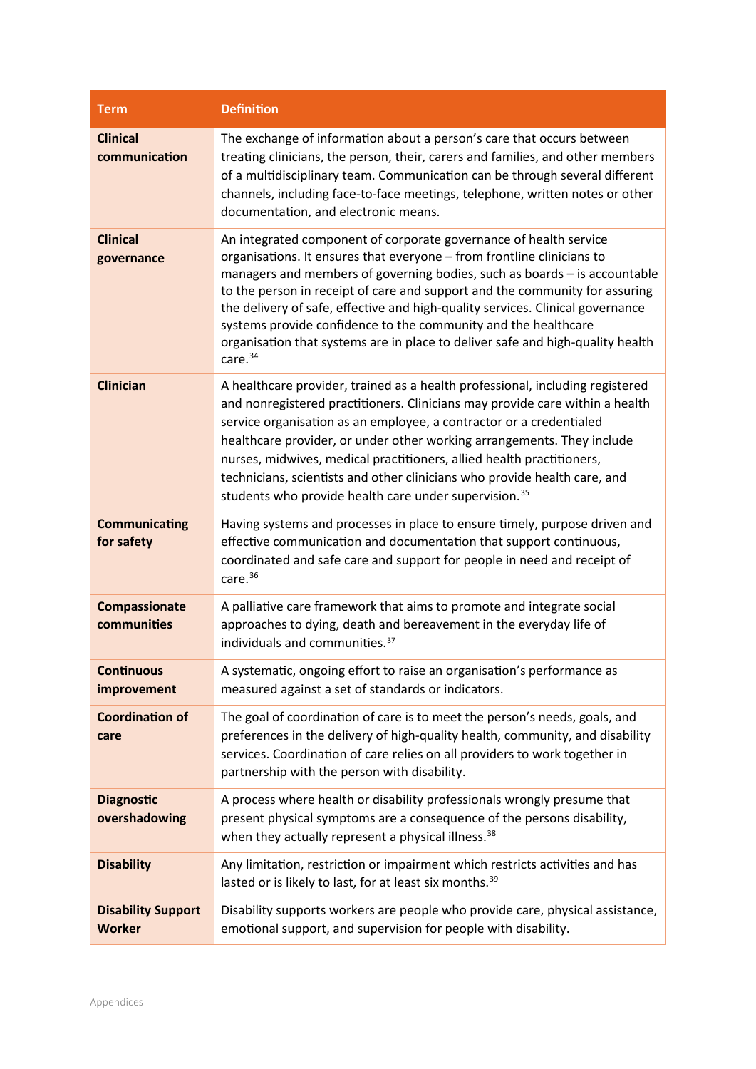| Term | Definition |
| --- | --- |
| **Clinical communication** | The exchange of information about a person's care that occurs between treating clinicians, the person, their, carers and families, and other members of a multidisciplinary team. Communication can be through several different channels, including face-to-face meetings, telephone, written notes or other documentation, and electronic means. |
| **Clinical governance** | An integrated component of corporate governance of health service organisations. It ensures that everyone – from frontline clinicians to managers and members of governing bodies, such as boards – is accountable to the person in receipt of care and support and the community for assuring the delivery of safe, effective and high-quality services. Clinical governance systems provide confidence to the community and the healthcare organisation that systems are in place to deliver safe and high-quality health care.[34] |
| **Clinician** | A healthcare provider, trained as a health professional, including registered and nonregistered practitioners. Clinicians may provide care within a health service organisation as an employee, a contractor or a credentialed healthcare provider, or under other working arrangements. They include nurses, midwives, medical practitioners, allied health practitioners, technicians, scientists and other clinicians who provide health care, and students who provide health care under supervision.[35] |
| **Communicating for safety** | Having systems and processes in place to ensure timely, purpose driven and effective communication and documentation that support continuous, coordinated and safe care and support for people in need and receipt of care.[36] |
| **Compassionate communities** | A palliative care framework that aims to promote and integrate social approaches to dying, death and bereavement in the everyday life of individuals and communities.[37] |
| **Continuous improvement** | A systematic, ongoing effort to raise an organisation's performance as measured against a set of standards or indicators. |
| **Coordination of care** | The goal of coordination of care is to meet the person's needs, goals, and preferences in the delivery of high-quality health, community, and disability services. Coordination of care relies on all providers to work together in partnership with the person with disability. |
| **Diagnostic overshadowing** | A process where health or disability professionals wrongly presume that present physical symptoms are a consequence of the persons disability, when they actually represent a physical illness.[38] |
| **Disability** | Any limitation, restriction or impairment which restricts activities and has lasted or is likely to last, for at least six months.[39] |
| **Disability Support Worker** | Disability supports workers are people who provide care, physical assistance, emotional support, and supervision for people with disability. |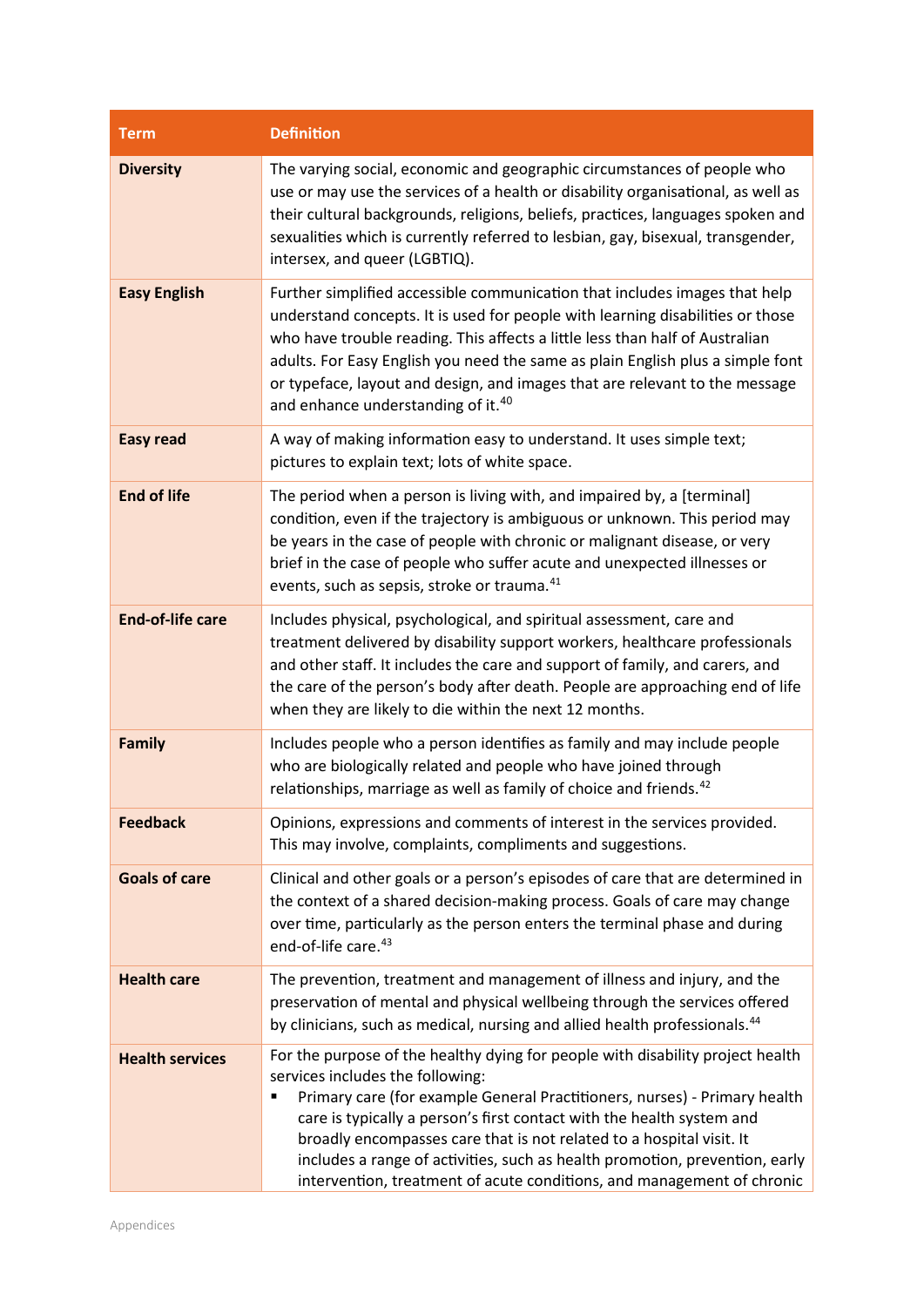| Term | Definition |
|---|---|
| **Diversity** | The varying social, economic and geographic circumstances of people who use or may use the services of a health or disability organisational, as well as their cultural backgrounds, religions, beliefs, practices, languages spoken and sexualities which is currently referred to lesbian, gay, bisexual, transgender, intersex, and queer (LGBTIQ). |
| **Easy English** | Further simplified accessible communication that includes images that help understand concepts. It is used for people with learning disabilities or those who have trouble reading. This affects a little less than half of Australian adults. For Easy English you need the same as plain English plus a simple font or typeface, layout and design, and images that are relevant to the message and enhance understanding of it.[40] |
| **Easy read** | A way of making information easy to understand. It uses simple text; pictures to explain text; lots of white space. |
| **End of life** | The period when a person is living with, and impaired by, a [terminal] condition, even if the trajectory is ambiguous or unknown. This period may be years in the case of people with chronic or malignant disease, or very brief in the case of people who suffer acute and unexpected illnesses or events, such as sepsis, stroke or trauma.[41] |
| **End-of-life care** | Includes physical, psychological, and spiritual assessment, care and treatment delivered by disability support workers, healthcare professionals and other staff. It includes the care and support of family, and carers, and the care of the person's body after death. People are approaching end of life when they are likely to die within the next 12 months. |
| **Family** | Includes people who a person identifies as family and may include people who are biologically related and people who have joined through relationships, marriage as well as family of choice and friends.[42] |
| **Feedback** | Opinions, expressions and comments of interest in the services provided. This may involve, complaints, compliments and suggestions. |
| **Goals of care** | Clinical and other goals or a person's episodes of care that are determined in the context of a shared decision-making process. Goals of care may change over time, particularly as the person enters the terminal phase and during end-of-life care.[43] |
| **Health care** | The prevention, treatment and management of illness and injury, and the preservation of mental and physical wellbeing through the services offered by clinicians, such as medical, nursing and allied health professionals.[44] |
| **Health services** | For the purpose of the healthy dying for people with disability project health services includes the following:<br>▪ Primary care (for example General Practitioners, nurses) - Primary health care is typically a person's first contact with the health system and broadly encompasses care that is not related to a hospital visit. It includes a range of activities, such as health promotion, prevention, early intervention, treatment of acute conditions, and management of chronic |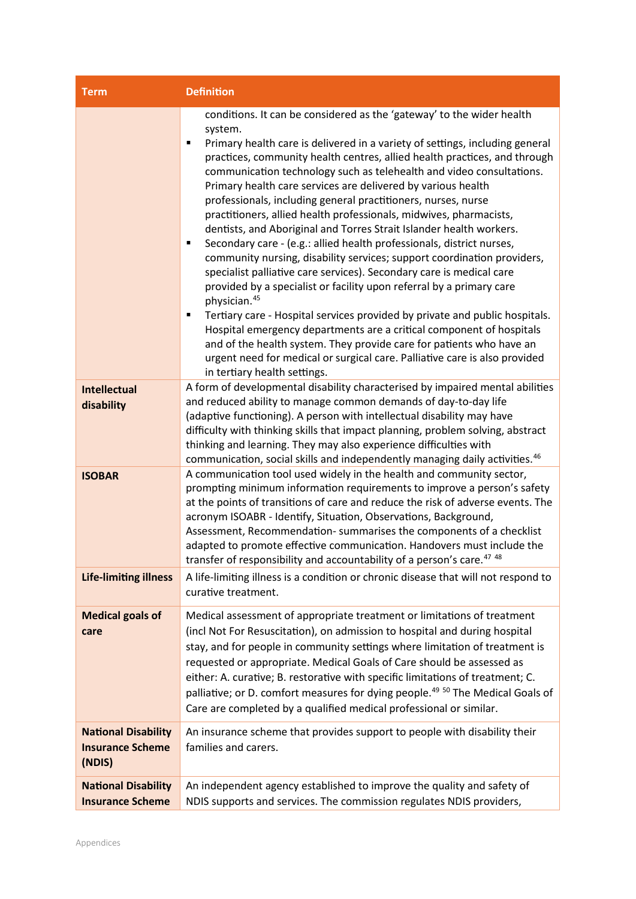| Term | Definition |
|---|---|
| | conditions. It can be considered as the 'gateway' to the wider health system.<br>▪ Primary health care is delivered in a variety of settings, including general practices, community health centres, allied health practices, and through communication technology such as telehealth and video consultations. Primary health care services are delivered by various health professionals, including general practitioners, nurses, nurse practitioners, allied health professionals, midwives, pharmacists, dentists, and Aboriginal and Torres Strait Islander health workers.<br>▪ Secondary care - (e.g.: allied health professionals, district nurses, community nursing, disability services; support coordination providers, specialist palliative care services). Secondary care is medical care provided by a specialist or facility upon referral by a primary care physician.[45]<br>▪ Tertiary care - Hospital services provided by private and public hospitals. Hospital emergency departments are a critical component of hospitals and of the health system. They provide care for patients who have an urgent need for medical or surgical care. Palliative care is also provided in tertiary health settings. |
| **Intellectual disability** | A form of developmental disability characterised by impaired mental abilities and reduced ability to manage common demands of day-to-day life (adaptive functioning). A person with intellectual disability may have difficulty with thinking skills that impact planning, problem solving, abstract thinking and learning. They may also experience difficulties with communication, social skills and independently managing daily activities.[46] |
| **ISOBAR** | A communication tool used widely in the health and community sector, prompting minimum information requirements to improve a person's safety at the points of transitions of care and reduce the risk of adverse events. The acronym ISOABR - Identify, Situation, Observations, Background, Assessment, Recommendation- summarises the components of a checklist adapted to promote effective communication. Handovers must include the transfer of responsibility and accountability of a person's care.[47] [48] |
| **Life-limiting illness** | A life-limiting illness is a condition or chronic disease that will not respond to curative treatment. |
| **Medical goals of care** | Medical assessment of appropriate treatment or limitations of treatment (incl Not For Resuscitation), on admission to hospital and during hospital stay, and for people in community settings where limitation of treatment is requested or appropriate. Medical Goals of Care should be assessed as either: A. curative; B. restorative with specific limitations of treatment; C. palliative; or D. comfort measures for dying people.[49] [50] The Medical Goals of Care are completed by a qualified medical professional or similar. |
| **National Disability Insurance Scheme (NDIS)** | An insurance scheme that provides support to people with disability their families and carers. |
| **National Disability Insurance Scheme** | An independent agency established to improve the quality and safety of NDIS supports and services. The commission regulates NDIS providers, |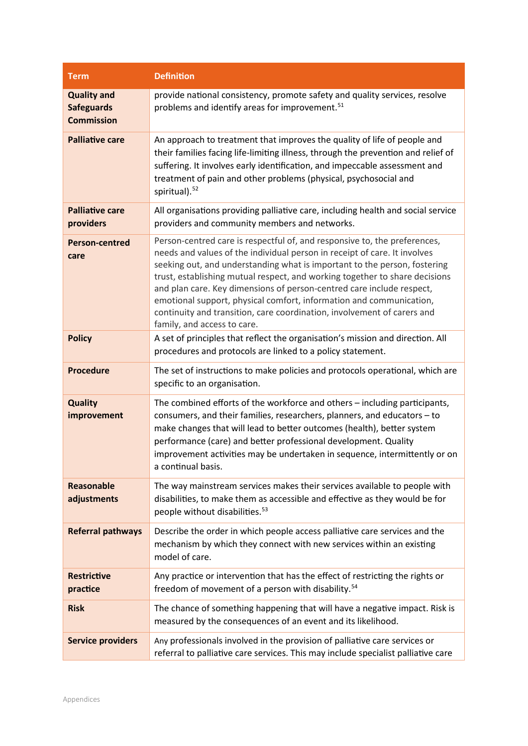| Term | Definition |
|---|---|
| **Quality and Safeguards Commission** | provide national consistency, promote safety and quality services, resolve problems and identify areas for improvement.[51] |
| **Palliative care** | An approach to treatment that improves the quality of life of people and their families facing life-limiting illness, through the prevention and relief of suffering. It involves early identification, and impeccable assessment and treatment of pain and other problems (physical, psychosocial and spiritual).[52] |
| **Palliative care providers** | All organisations providing palliative care, including health and social service providers and community members and networks. |
| **Person-centred care** | Person-centred care is respectful of, and responsive to, the preferences, needs and values of the individual person in receipt of care. It involves seeking out, and understanding what is important to the person, fostering trust, establishing mutual respect, and working together to share decisions and plan care. Key dimensions of person-centred care include respect, emotional support, physical comfort, information and communication, continuity and transition, care coordination, involvement of carers and family, and access to care. |
| **Policy** | A set of principles that reflect the organisation's mission and direction. All procedures and protocols are linked to a policy statement. |
| **Procedure** | The set of instructions to make policies and protocols operational, which are specific to an organisation. |
| **Quality improvement** | The combined efforts of the workforce and others – including participants, consumers, and their families, researchers, planners, and educators – to make changes that will lead to better outcomes (health), better system performance (care) and better professional development. Quality improvement activities may be undertaken in sequence, intermittently or on a continual basis. |
| **Reasonable adjustments** | The way mainstream services makes their services available to people with disabilities, to make them as accessible and effective as they would be for people without disabilities.[53] |
| **Referral pathways** | Describe the order in which people access palliative care services and the mechanism by which they connect with new services within an existing model of care. |
| **Restrictive practice** | Any practice or intervention that has the effect of restricting the rights or freedom of movement of a person with disability.[54] |
| **Risk** | The chance of something happening that will have a negative impact. Risk is measured by the consequences of an event and its likelihood. |
| **Service providers** | Any professionals involved in the provision of palliative care services or referral to palliative care services. This may include specialist palliative care |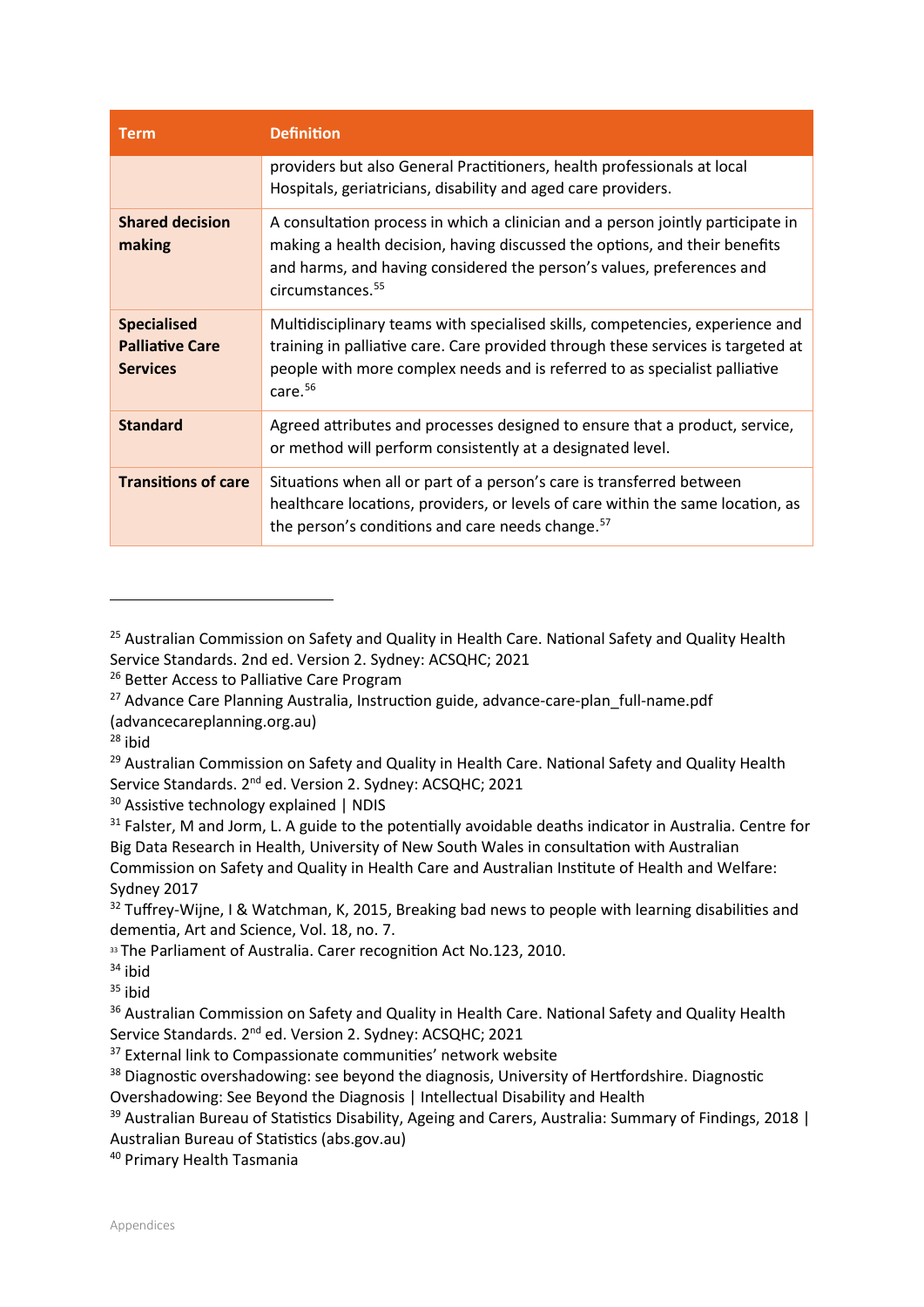| Term | Definition |
|---|---|
| | providers but also General Practitioners, health professionals at local Hospitals, geriatricians, disability and aged care providers. |
| **Shared decision making** | A consultation process in which a clinician and a person jointly participate in making a health decision, having discussed the options, and their benefits and harms, and having considered the person's values, preferences and circumstances.[55] |
| **Specialised Palliative Care Services** | Multidisciplinary teams with specialised skills, competencies, experience and training in palliative care. Care provided through these services is targeted at people with more complex needs and is referred to as specialist palliative care.[56] |
| **Standard** | Agreed attributes and processes designed to ensure that a product, service, or method will perform consistently at a designated level. |
| **Transitions of care** | Situations when all or part of a person's care is transferred between healthcare locations, providers, or levels of care within the same location, as the person's conditions and care needs change.[57] |

---

[25] Australian Commission on Safety and Quality in Health Care. National Safety and Quality Health Service Standards. 2nd ed. Version 2. Sydney: ACSQHC; 2021

[26] Better Access to Palliative Care Program

[27] Advance Care Planning Australia, Instruction guide, advance-care-plan_full-name.pdf (advancecareplanning.org.au)

[28] ibid

[29] Australian Commission on Safety and Quality in Health Care. National Safety and Quality Health Service Standards. 2nd ed. Version 2. Sydney: ACSQHC; 2021

[30] Assistive technology explained | NDIS

[31] Falster, M and Jorm, L. A guide to the potentially avoidable deaths indicator in Australia. Centre for Big Data Research in Health, University of New South Wales in consultation with Australian Commission on Safety and Quality in Health Care and Australian Institute of Health and Welfare: Sydney 2017

[32] Tuffrey-Wijne, I & Watchman, K, 2015, Breaking bad news to people with learning disabilities and dementia, Art and Science, Vol. 18, no. 7.

[33] The Parliament of Australia. Carer recognition Act No.123, 2010.

[34] ibid

[35] ibid

[36] Australian Commission on Safety and Quality in Health Care. National Safety and Quality Health Service Standards. 2nd ed. Version 2. Sydney: ACSQHC; 2021

[37] External link to Compassionate communities' network website

[38] Diagnostic overshadowing: see beyond the diagnosis, University of Hertfordshire. Diagnostic Overshadowing: See Beyond the Diagnosis | Intellectual Disability and Health

[39] Australian Bureau of Statistics Disability, Ageing and Carers, Australia: Summary of Findings, 2018 | Australian Bureau of Statistics (abs.gov.au)

[40] Primary Health Tasmania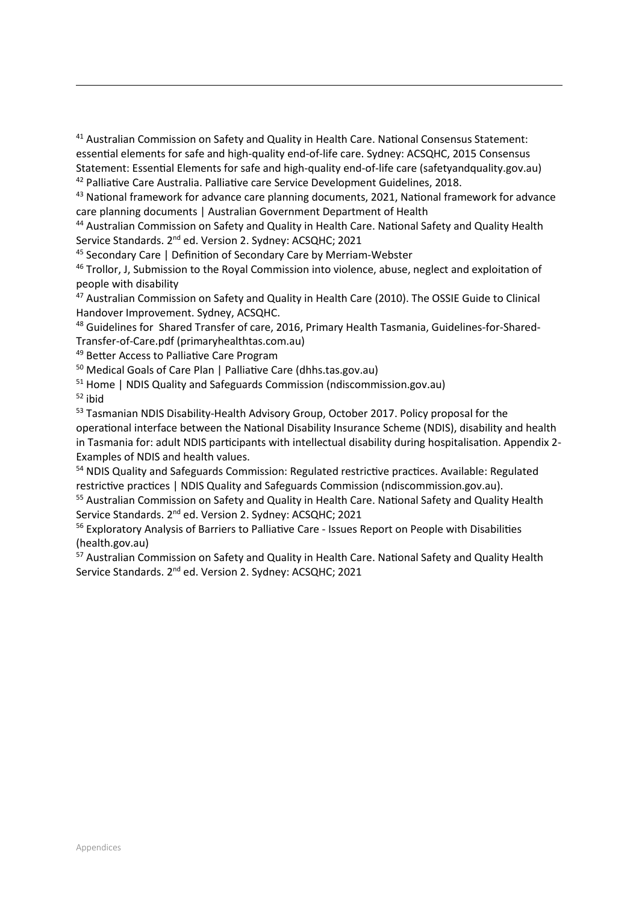[41] Australian Commission on Safety and Quality in Health Care. National Consensus Statement: essential elements for safe and high-quality end-of-life care. Sydney: ACSQHC, 2015 Consensus Statement: Essential Elements for safe and high-quality end-of-life care (safetyandquality.gov.au)

[42] Palliative Care Australia. Palliative care Service Development Guidelines, 2018.

[43] National framework for advance care planning documents, 2021, National framework for advance care planning documents | Australian Government Department of Health

[44] Australian Commission on Safety and Quality in Health Care. National Safety and Quality Health Service Standards. 2nd ed. Version 2. Sydney: ACSQHC; 2021

[45] Secondary Care | Definition of Secondary Care by Merriam-Webster

[46] Trollor, J, Submission to the Royal Commission into violence, abuse, neglect and exploitation of people with disability

[47] Australian Commission on Safety and Quality in Health Care (2010). The OSSIE Guide to Clinical Handover Improvement. Sydney, ACSQHC.

[48] Guidelines for Shared Transfer of care, 2016, Primary Health Tasmania, Guidelines-for-Shared-Transfer-of-Care.pdf (primaryhealthtas.com.au)

[49] Better Access to Palliative Care Program

[50] Medical Goals of Care Plan | Palliative Care (dhhs.tas.gov.au)

[51] Home | NDIS Quality and Safeguards Commission (ndiscommission.gov.au)

[52] ibid

[53] Tasmanian NDIS Disability-Health Advisory Group, October 2017. Policy proposal for the operational interface between the National Disability Insurance Scheme (NDIS), disability and health in Tasmania for: adult NDIS participants with intellectual disability during hospitalisation. Appendix 2- Examples of NDIS and health values.

[54] NDIS Quality and Safeguards Commission: Regulated restrictive practices. Available: Regulated restrictive practices | NDIS Quality and Safeguards Commission (ndiscommission.gov.au).

[55] Australian Commission on Safety and Quality in Health Care. National Safety and Quality Health Service Standards. 2nd ed. Version 2. Sydney: ACSQHC; 2021

[56] Exploratory Analysis of Barriers to Palliative Care - Issues Report on People with Disabilities (health.gov.au)

[57] Australian Commission on Safety and Quality in Health Care. National Safety and Quality Health Service Standards. 2nd ed. Version 2. Sydney: ACSQHC; 2021